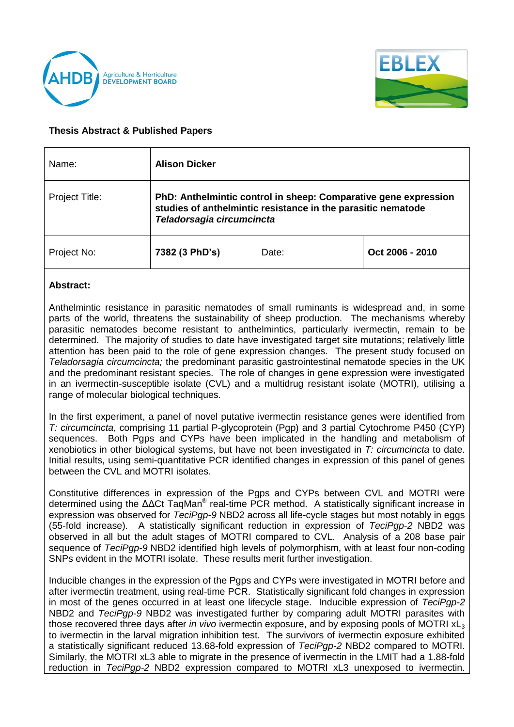## Thesis Abstract & Published Papers

| Name: | **Alison Dicker** | | |
|---|---|---|---|
| Project Title: | **PhD: Anthelmintic control in sheep: Comparative gene expression studies of anthelmintic resistance in the parasitic nematode *Teladorsagia circumcincta*** | | |
| Project No: | **7382 (3 PhD's)** | Date: | **Oct 2006 - 2010** |

**Abstract:**

Anthelmintic resistance in parasitic nematodes of small ruminants is widespread and, in some parts of the world, threatens the sustainability of sheep production. The mechanisms whereby parasitic nematodes become resistant to anthelmintics, particularly ivermectin, remain to be determined. The majority of studies to date have investigated target site mutations; relatively little attention has been paid to the role of gene expression changes. The present study focused on *Teladorsagia circumcincta;* the predominant parasitic gastrointestinal nematode species in the UK and the predominant resistant species. The role of changes in gene expression were investigated in an ivermectin-susceptible isolate (CVL) and a multidrug resistant isolate (MOTRI), utilising a range of molecular biological techniques.

In the first experiment, a panel of novel putative ivermectin resistance genes were identified from *T: circumcincta,* comprising 11 partial P-glycoprotein (Pgp) and 3 partial Cytochrome P450 (CYP) sequences. Both Pgps and CYPs have been implicated in the handling and metabolism of xenobiotics in other biological systems, but have not been investigated in *T: circumcincta* to date. Initial results, using semi-quantitative PCR identified changes in expression of this panel of genes between the CVL and MOTRI isolates.

Constitutive differences in expression of the Pgps and CYPs between CVL and MOTRI were determined using the ΔΔCt TaqMan® real-time PCR method. A statistically significant increase in expression was observed for *TeciPgp-9* NBD2 across all life-cycle stages but most notably in eggs (55-fold increase). A statistically significant reduction in expression of *TeciPgp-2* NBD2 was observed in all but the adult stages of MOTRI compared to CVL. Analysis of a 208 base pair sequence of *TeciPgp-9* NBD2 identified high levels of polymorphism, with at least four non-coding SNPs evident in the MOTRI isolate. These results merit further investigation.

Inducible changes in the expression of the Pgps and CYPs were investigated in MOTRI before and after ivermectin treatment, using real-time PCR. Statistically significant fold changes in expression in most of the genes occurred in at least one lifecycle stage. Inducible expression of *TeciPgp-2* NBD2 and *TeciPgp-9* NBD2 was investigated further by comparing adult MOTRI parasites with those recovered three days after *in vivo* ivermectin exposure, and by exposing pools of MOTRI $xL_3$ to ivermectin in the larval migration inhibition test. The survivors of ivermectin exposure exhibited a statistically significant reduced 13.68-fold expression of *TeciPgp-2* NBD2 compared to MOTRI. Similarly, the MOTRI xL3 able to migrate in the presence of ivermectin in the LMIT had a 1.88-fold reduction in *TeciPgp-2* NBD2 expression compared to MOTRI xL3 unexposed to ivermectin.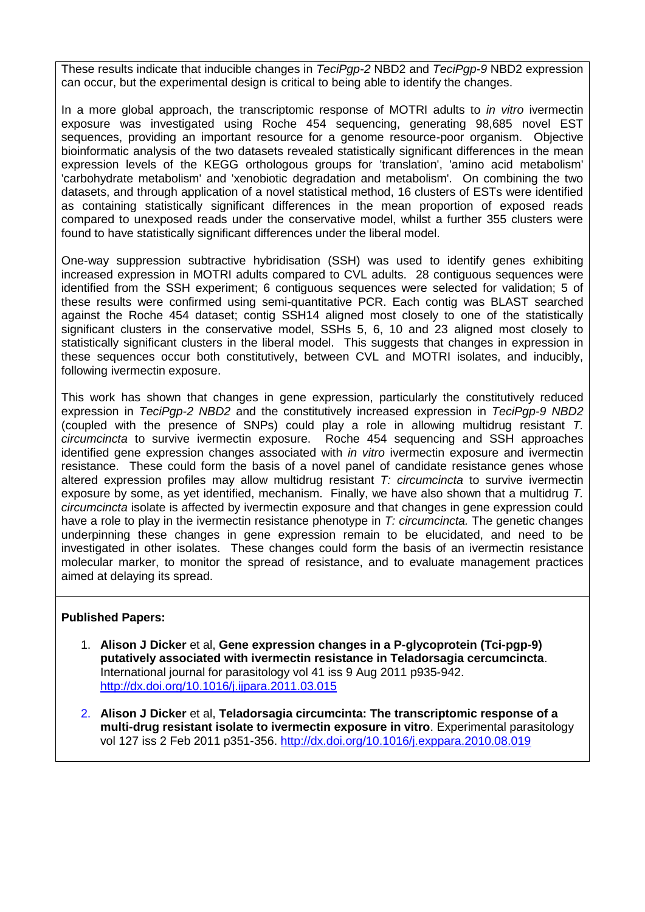These results indicate that inducible changes in *TeciPgp-2* NBD2 and *TeciPgp-9* NBD2 expression can occur, but the experimental design is critical to being able to identify the changes.

In a more global approach, the transcriptomic response of MOTRI adults to *in vitro* ivermectin exposure was investigated using Roche 454 sequencing, generating 98,685 novel EST sequences, providing an important resource for a genome resource-poor organism. Objective bioinformatic analysis of the two datasets revealed statistically significant differences in the mean expression levels of the KEGG orthologous groups for 'translation', 'amino acid metabolism' 'carbohydrate metabolism' and 'xenobiotic degradation and metabolism'. On combining the two datasets, and through application of a novel statistical method, 16 clusters of ESTs were identified as containing statistically significant differences in the mean proportion of exposed reads compared to unexposed reads under the conservative model, whilst a further 355 clusters were found to have statistically significant differences under the liberal model.

One-way suppression subtractive hybridisation (SSH) was used to identify genes exhibiting increased expression in MOTRI adults compared to CVL adults. 28 contiguous sequences were identified from the SSH experiment; 6 contiguous sequences were selected for validation; 5 of these results were confirmed using semi-quantitative PCR. Each contig was BLAST searched against the Roche 454 dataset; contig SSH14 aligned most closely to one of the statistically significant clusters in the conservative model, SSHs 5, 6, 10 and 23 aligned most closely to statistically significant clusters in the liberal model. This suggests that changes in expression in these sequences occur both constitutively, between CVL and MOTRI isolates, and inducibly, following ivermectin exposure.

This work has shown that changes in gene expression, particularly the constitutively reduced expression in *TeciPgp-2 NBD2* and the constitutively increased expression in *TeciPgp-9 NBD2* (coupled with the presence of SNPs) could play a role in allowing multidrug resistant *T. circumcincta* to survive ivermectin exposure. Roche 454 sequencing and SSH approaches identified gene expression changes associated with *in vitro* ivermectin exposure and ivermectin resistance. These could form the basis of a novel panel of candidate resistance genes whose altered expression profiles may allow multidrug resistant *T: circumcincta* to survive ivermectin exposure by some, as yet identified, mechanism. Finally, we have also shown that a multidrug *T. circumcincta* isolate is affected by ivermectin exposure and that changes in gene expression could have a role to play in the ivermectin resistance phenotype in *T: circumcincta.* The genetic changes underpinning these changes in gene expression remain to be elucidated, and need to be investigated in other isolates. These changes could form the basis of an ivermectin resistance molecular marker, to monitor the spread of resistance, and to evaluate management practices aimed at delaying its spread.

**Published Papers:**

1. **Alison J Dicker** et al, **Gene expression changes in a P-glycoprotein (Tci-pgp-9) putatively associated with ivermectin resistance in Teladorsagia cercumcincta**. International journal for parasitology vol 41 iss 9 Aug 2011 p935-942. http://dx.doi.org/10.1016/j.ijpara.2011.03.015

2. **Alison J Dicker** et al, **Teladorsagia circumcinta: The transcriptomic response of a multi-drug resistant isolate to ivermectin exposure in vitro**. Experimental parasitology vol 127 iss 2 Feb 2011 p351-356. http://dx.doi.org/10.1016/j.exppara.2010.08.019